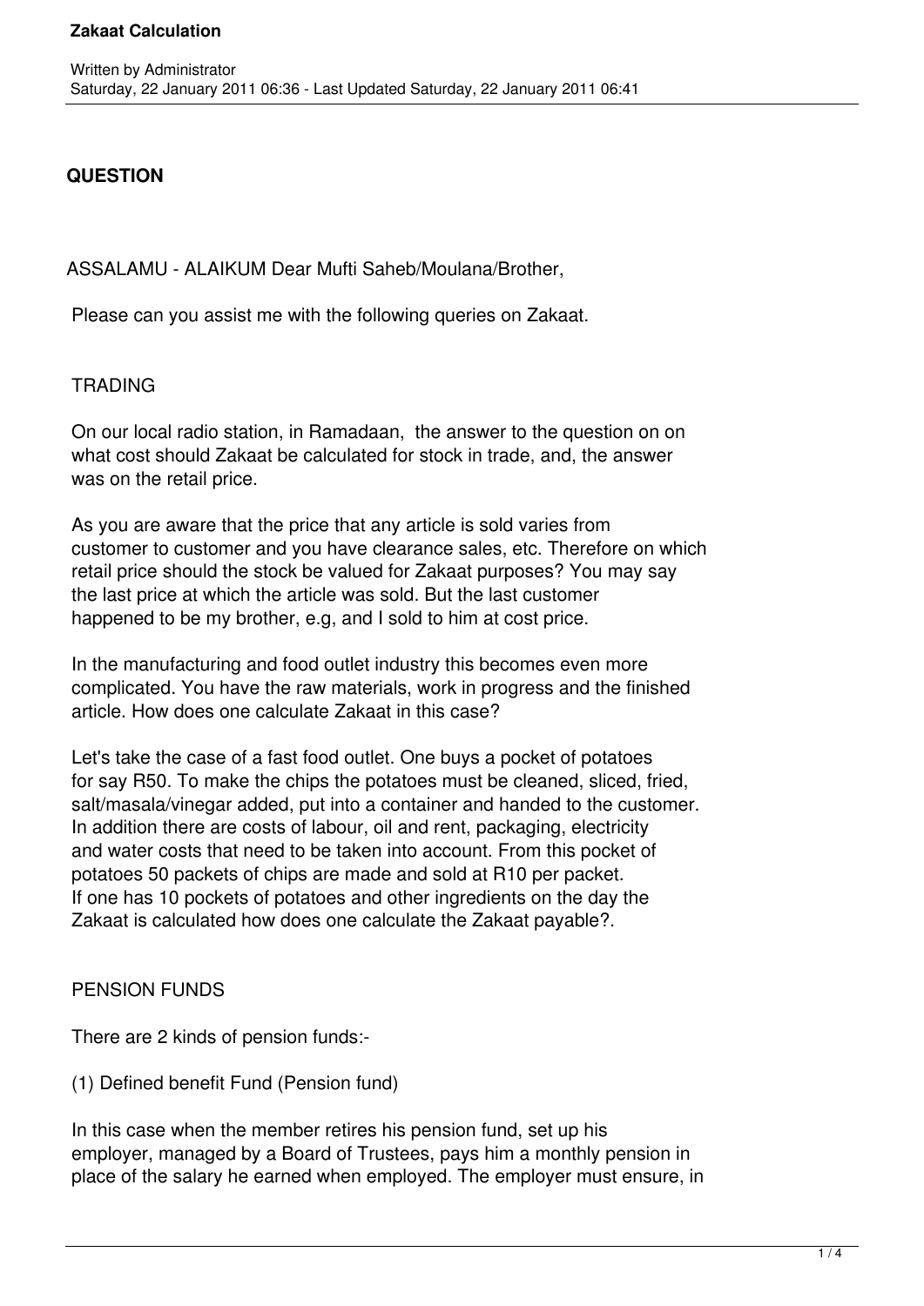# Zakaat Calculation

Written by Administrator
Saturday, 22 January 2011 06:36 - Last Updated Saturday, 22 January 2011 06:41

**QUESTION**

ASSALAMU - ALAIKUM Dear Mufti Saheb/Moulana/Brother,

Please can you assist me with the following queries on Zakaat.

TRADING

On our local radio station, in Ramadaan, the answer to the question on on what cost should Zakaat be calculated for stock in trade, and, the answer was on the retail price.

As you are aware that the price that any article is sold varies from customer to customer and you have clearance sales, etc. Therefore on which retail price should the stock be valued for Zakaat purposes? You may say the last price at which the article was sold. But the last customer happened to be my brother, e.g, and I sold to him at cost price.

In the manufacturing and food outlet industry this becomes even more complicated. You have the raw materials, work in progress and the finished article. How does one calculate Zakaat in this case?

Let's take the case of a fast food outlet. One buys a pocket of potatoes for say R50. To make the chips the potatoes must be cleaned, sliced, fried, salt/masala/vinegar added, put into a container and handed to the customer. In addition there are costs of labour, oil and rent, packaging, electricity and water costs that need to be taken into account. From this pocket of potatoes 50 packets of chips are made and sold at R10 per packet. If one has 10 pockets of potatoes and other ingredients on the day the Zakaat is calculated how does one calculate the Zakaat payable?.

PENSION FUNDS

There are 2 kinds of pension funds:-

(1) Defined benefit Fund (Pension fund)

In this case when the member retires his pension fund, set up his employer, managed by a Board of Trustees, pays him a monthly pension in place of the salary he earned when employed. The employer must ensure, in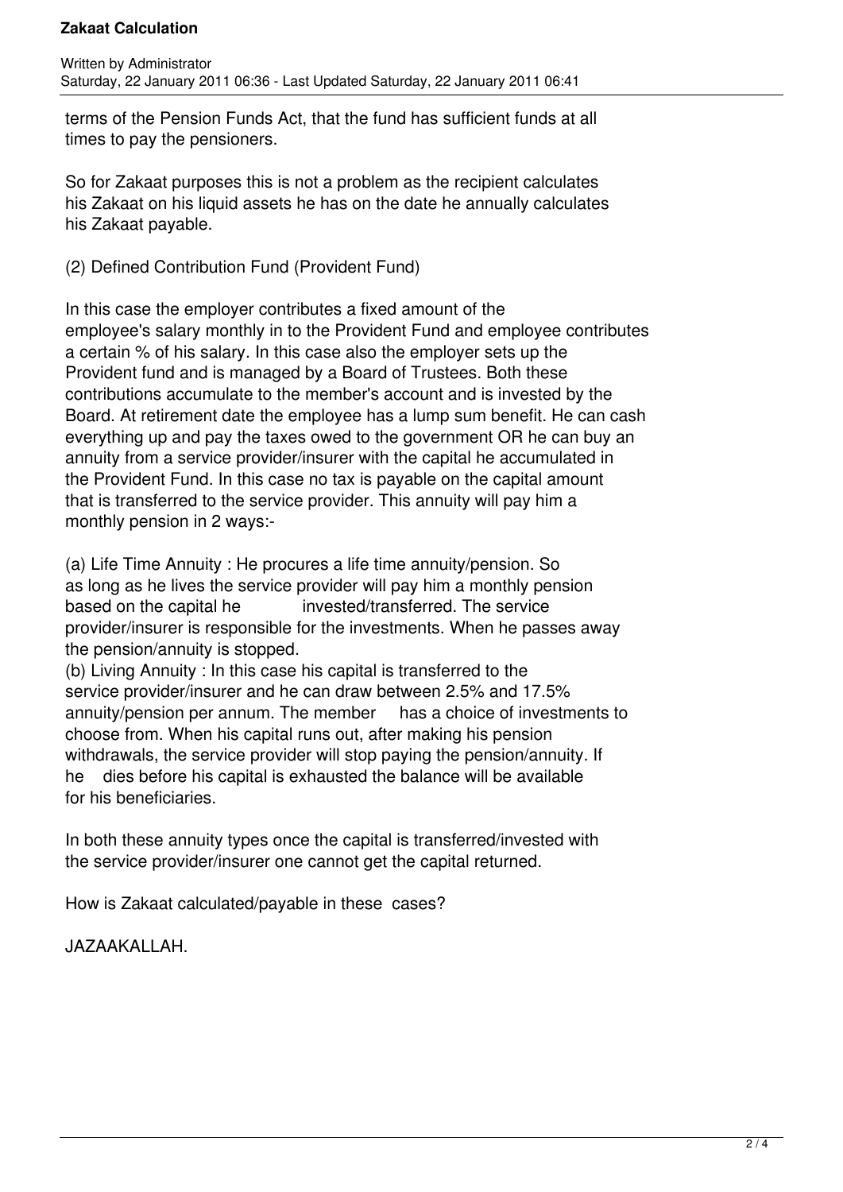terms of the Pension Funds Act, that the fund has sufficient funds at all times to pay the pensioners.

So for Zakaat purposes this is not a problem as the recipient calculates his Zakaat on his liquid assets he has on the date he annually calculates his Zakaat payable.

(2) Defined Contribution Fund (Provident Fund)

In this case the employer contributes a fixed amount of the employee's salary monthly in to the Provident Fund and employee contributes a certain % of his salary. In this case also the employer sets up the Provident fund and is managed by a Board of Trustees. Both these contributions accumulate to the member's account and is invested by the Board. At retirement date the employee has a lump sum benefit. He can cash everything up and pay the taxes owed to the government OR he can buy an annuity from a service provider/insurer with the capital he accumulated in the Provident Fund. In this case no tax is payable on the capital amount that is transferred to the service provider. This annuity will pay him a monthly pension in 2 ways:-

(a) Life Time Annuity : He procures a life time annuity/pension. So as long as he lives the service provider will pay him a monthly pension based on the capital he invested/transferred. The service provider/insurer is responsible for the investments. When he passes away the pension/annuity is stopped.

(b) Living Annuity : In this case his capital is transferred to the service provider/insurer and he can draw between 2.5% and 17.5% annuity/pension per annum. The member has a choice of investments to choose from. When his capital runs out, after making his pension withdrawals, the service provider will stop paying the pension/annuity. If he dies before his capital is exhausted the balance will be available for his beneficiaries.

In both these annuity types once the capital is transferred/invested with the service provider/insurer one cannot get the capital returned.

How is Zakaat calculated/payable in these cases?

JAZAAKALLAH.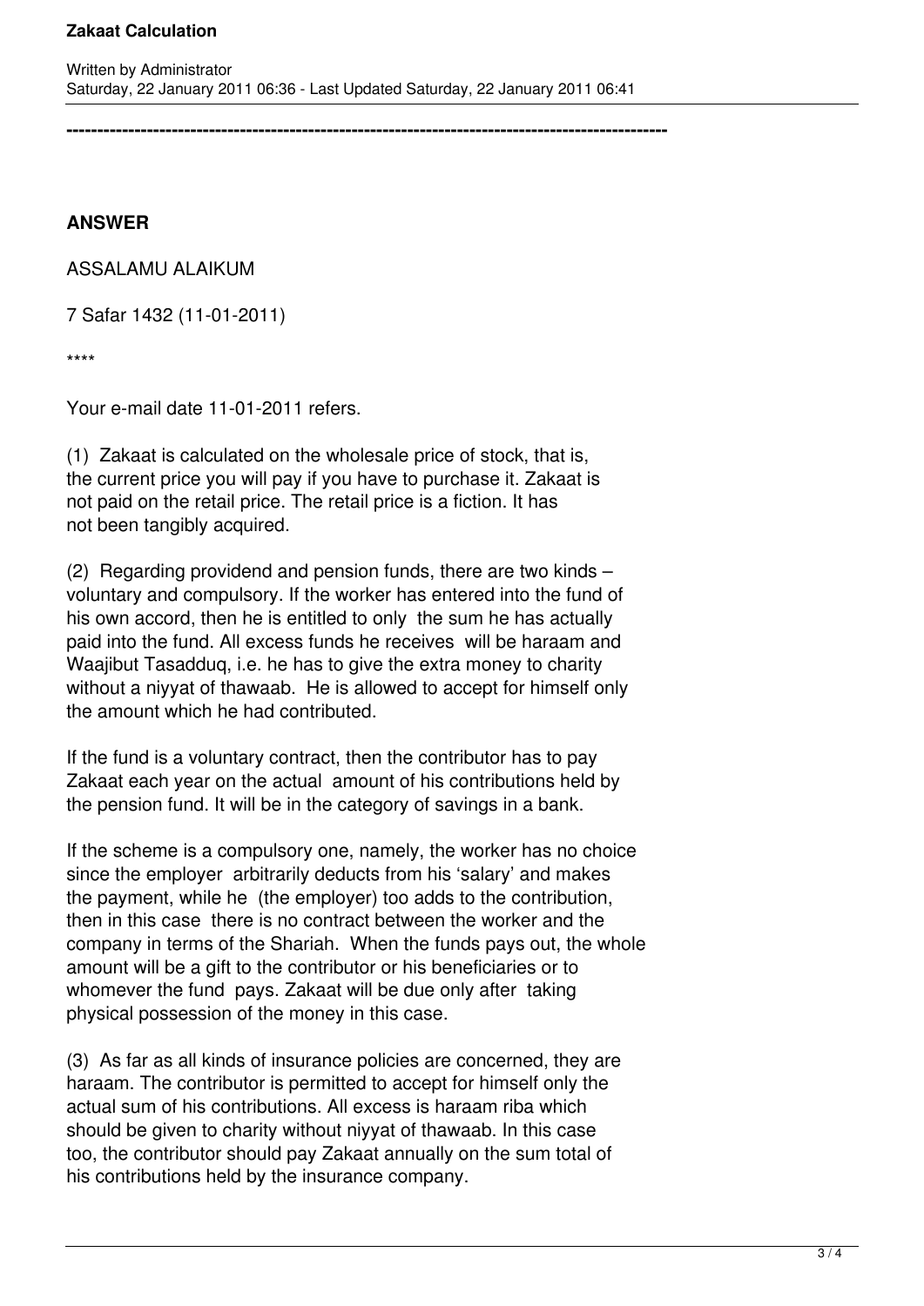---

## ANSWER

ASSALAMU ALAIKUM

7 Safar 1432 (11-01-2011)

****

Your e-mail date 11-01-2011 refers.

(1) Zakaat is calculated on the wholesale price of stock, that is, the current price you will pay if you have to purchase it. Zakaat is not paid on the retail price. The retail price is a fiction. It has not been tangibly acquired.

(2) Regarding providend and pension funds, there are two kinds – voluntary and compulsory. If the worker has entered into the fund of his own accord, then he is entitled to only the sum he has actually paid into the fund. All excess funds he receives will be haraam and Waajibut Tasadduq, i.e. he has to give the extra money to charity without a niyyat of thawaab. He is allowed to accept for himself only the amount which he had contributed.

If the fund is a voluntary contract, then the contributor has to pay Zakaat each year on the actual amount of his contributions held by the pension fund. It will be in the category of savings in a bank.

If the scheme is a compulsory one, namely, the worker has no choice since the employer arbitrarily deducts from his 'salary' and makes the payment, while he (the employer) too adds to the contribution, then in this case there is no contract between the worker and the company in terms of the Shariah. When the funds pays out, the whole amount will be a gift to the contributor or his beneficiaries or to whomever the fund pays. Zakaat will be due only after taking physical possession of the money in this case.

(3) As far as all kinds of insurance policies are concerned, they are haraam. The contributor is permitted to accept for himself only the actual sum of his contributions. All excess is haraam riba which should be given to charity without niyyat of thawaab. In this case too, the contributor should pay Zakaat annually on the sum total of his contributions held by the insurance company.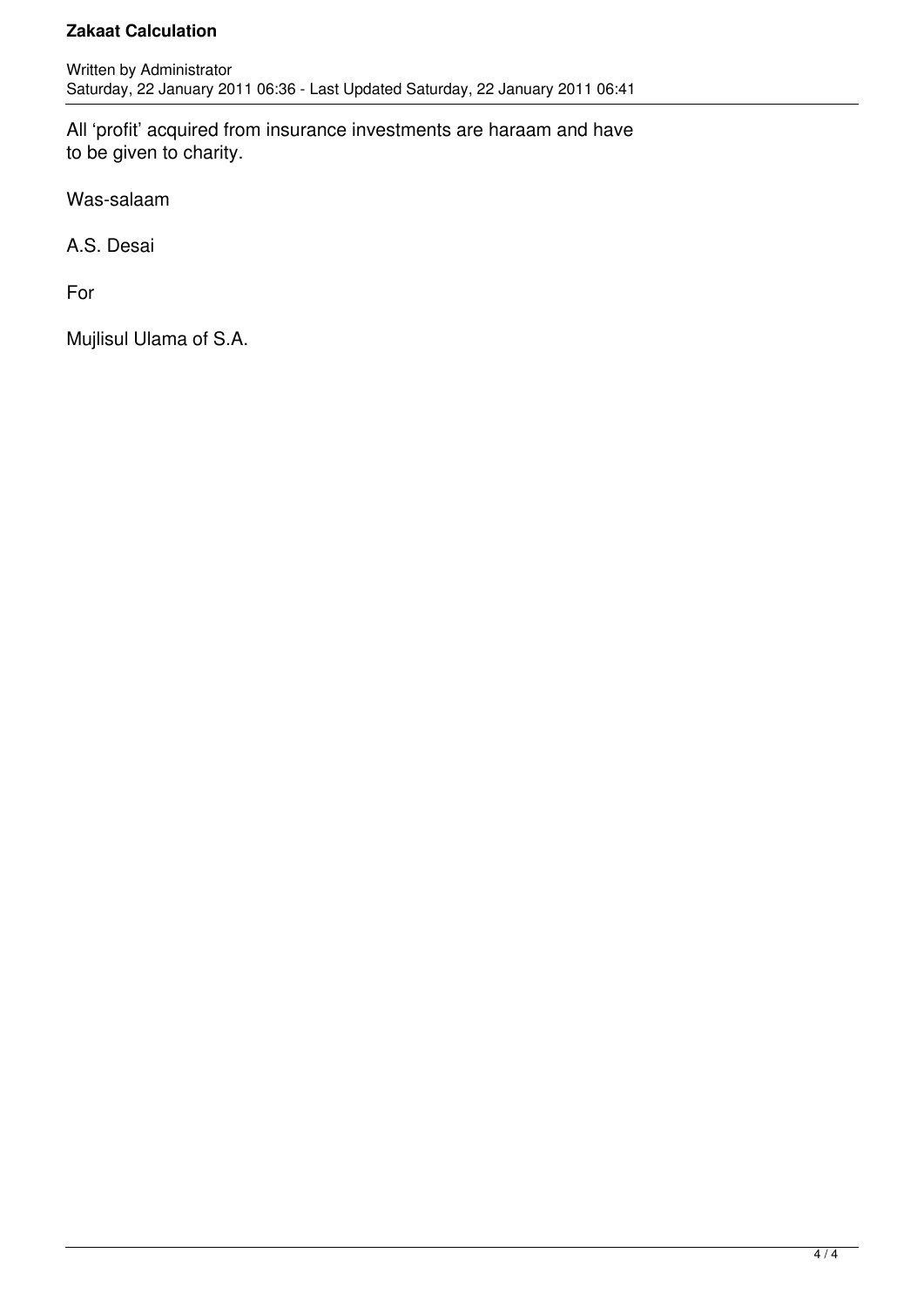All ‘profit’ acquired from insurance investments are haraam and have to be given to charity.

Was-salaam

A.S. Desai

For

Mujlisul Ulama of S.A.